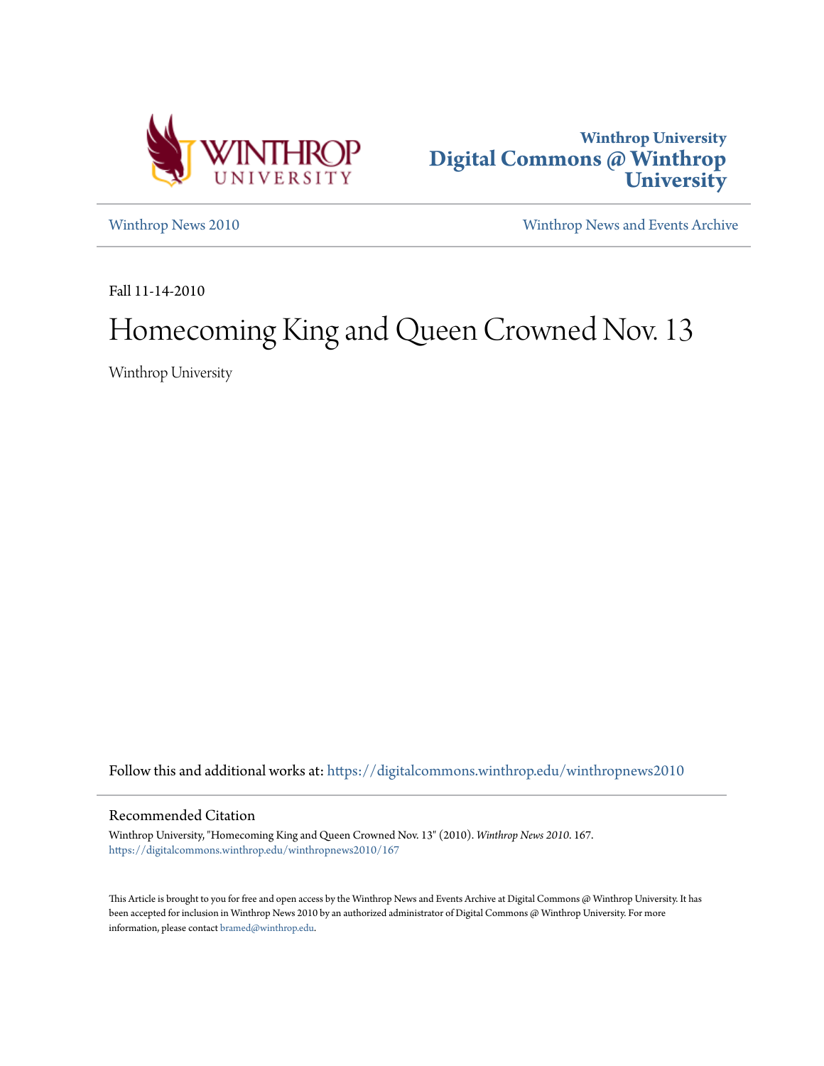Winthrop University
**Digital Commons @ Winthrop University**

Winthrop News 2010 | Winthrop News and Events Archive

Fall 11-14-2010

# Homecoming King and Queen Crowned Nov. 13

Winthrop University

Follow this and additional works at: https://digitalcommons.winthrop.edu/winthropnews2010

## Recommended Citation

Winthrop University, "Homecoming King and Queen Crowned Nov. 13" (2010). *Winthrop News 2010*. 167.
https://digitalcommons.winthrop.edu/winthropnews2010/167

This Article is brought to you for free and open access by the Winthrop News and Events Archive at Digital Commons @ Winthrop University. It has been accepted for inclusion in Winthrop News 2010 by an authorized administrator of Digital Commons @ Winthrop University. For more information, please contact bramed@winthrop.edu.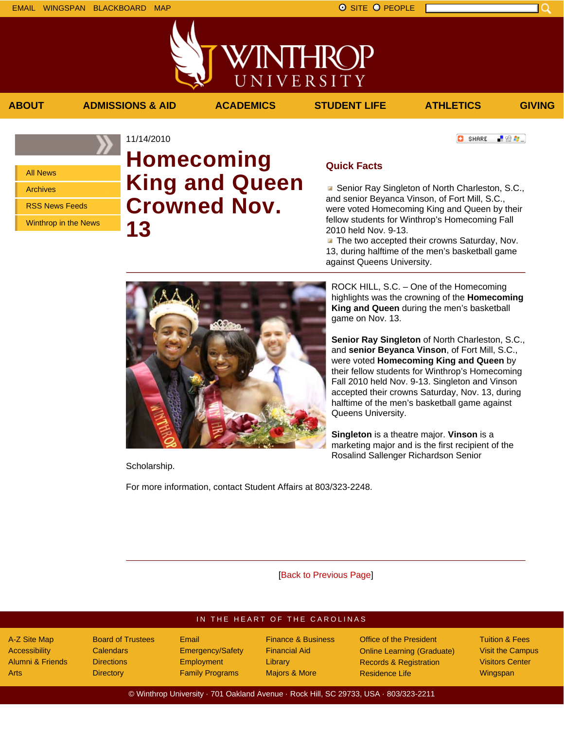EMAIL WINGSPAN BLACKBOARD MAP

SITE PEOPLE

WINTHROP UNIVERSITY

ABOUT | ADMISSIONS & AID | ACADEMICS | STUDENT LIFE | ATHLETICS | GIVING

- All News
- Archives
- RSS News Feeds
- Winthrop in the News

11/14/2010

# Homecoming King and Queen Crowned Nov. 13

SHARE

## Quick Facts

- Senior Ray Singleton of North Charleston, S.C., and senior Beyanca Vinson, of Fort Mill, S.C., were voted Homecoming King and Queen by their fellow students for Winthrop's Homecoming Fall 2010 held Nov. 9-13.
- The two accepted their crowns Saturday, Nov. 13, during halftime of the men's basketball game against Queens University.

ROCK HILL, S.C. – One of the Homecoming highlights was the crowning of the **Homecoming King and Queen** during the men's basketball game on Nov. 13.

**Senior Ray Singleton** of North Charleston, S.C., and **senior Beyanca Vinson**, of Fort Mill, S.C., were voted **Homecoming King and Queen** by their fellow students for Winthrop's Homecoming Fall 2010 held Nov. 9-13. Singleton and Vinson accepted their crowns Saturday, Nov. 13, during halftime of the men's basketball game against Queens University.

**Singleton** is a theatre major. **Vinson** is a marketing major and is the first recipient of the Rosalind Sallenger Richardson Senior Scholarship.

For more information, contact Student Affairs at 803/323-2248.

[Back to Previous Page]

IN THE HEART OF THE CAROLINAS

A-Z Site Map
Accessibility
Alumni & Friends
Arts
Board of Trustees
Calendars
Directions
Directory
Email
Emergency/Safety
Employment
Family Programs
Finance & Business
Financial Aid
Library
Majors & More
Office of the President
Online Learning (Graduate)
Records & Registration
Residence Life
Tuition & Fees
Visit the Campus
Visitors Center
Wingspan

© Winthrop University · 701 Oakland Avenue · Rock Hill, SC 29733, USA · 803/323-2211